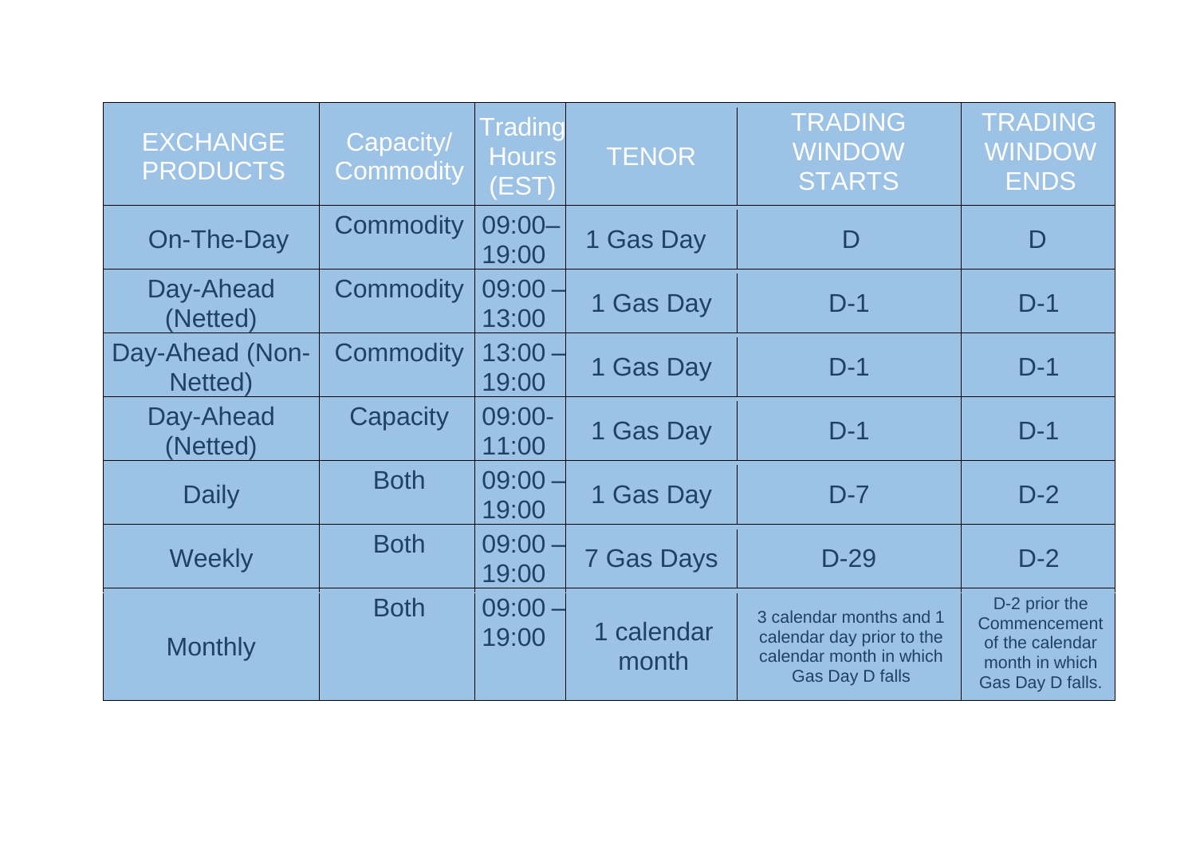| EXCHANGE PRODUCTS | Capacity/ Commodity | Trading Hours (EST) | TENOR | TRADING WINDOW STARTS | TRADING WINDOW ENDS |
|---|---|---|---|---|---|
| On-The-Day | Commodity | 09:00–19:00 | 1 Gas Day | D | D |
| Day-Ahead (Netted) | Commodity | 09:00 – 13:00 | 1 Gas Day | D-1 | D-1 |
| Day-Ahead (Non-Netted) | Commodity | 13:00 – 19:00 | 1 Gas Day | D-1 | D-1 |
| Day-Ahead (Netted) | Capacity | 09:00-11:00 | 1 Gas Day | D-1 | D-1 |
| Daily | Both | 09:00 – 19:00 | 1 Gas Day | D-7 | D-2 |
| Weekly | Both | 09:00 – 19:00 | 7 Gas Days | D-29 | D-2 |
| Monthly | Both | 09:00 – 19:00 | 1 calendar month | 3 calendar months and 1 calendar day prior to the calendar month in which Gas Day D falls | D-2 prior the Commencement of the calendar month in which Gas Day D falls. |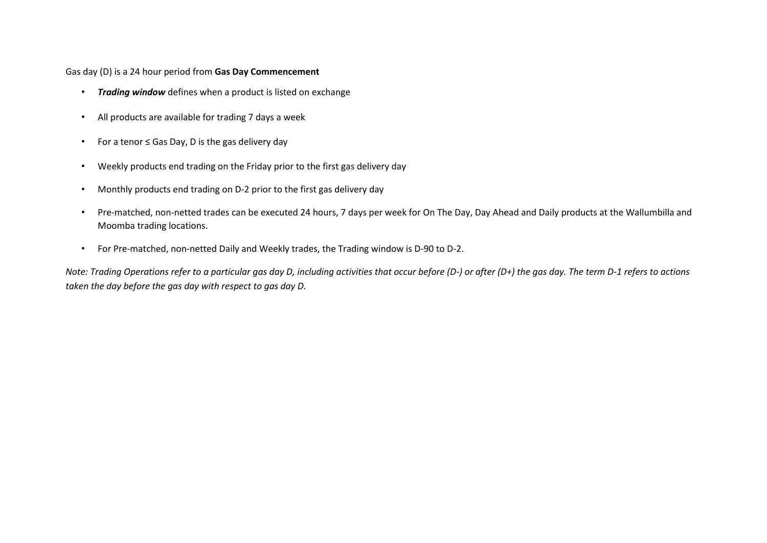Gas day (D) is a 24 hour period from **Gas Day Commencement**

- ***Trading window*** defines when a product is listed on exchange
- All products are available for trading 7 days a week
- For a tenor ≤ Gas Day, D is the gas delivery day
- Weekly products end trading on the Friday prior to the first gas delivery day
- Monthly products end trading on D-2 prior to the first gas delivery day
- Pre-matched, non-netted trades can be executed 24 hours, 7 days per week for On The Day, Day Ahead and Daily products at the Wallumbilla and Moomba trading locations.
- For Pre-matched, non-netted Daily and Weekly trades, the Trading window is D-90 to D-2.

*Note: Trading Operations refer to a particular gas day D, including activities that occur before (D-) or after (D+) the gas day. The term D-1 refers to actions taken the day before the gas day with respect to gas day D.*